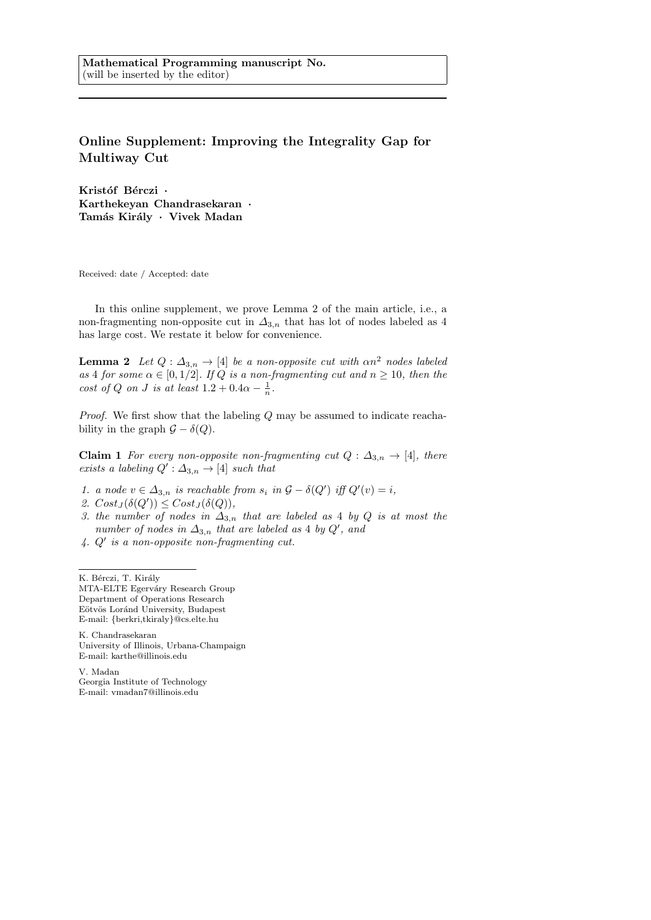**Mathematical Programming manuscript No.**
(will be inserted by the editor)

# Online Supplement: Improving the Integrality Gap for Multiway Cut

**Kristóf Bérczi · Karthekeyan Chandrasekaran · Tamás Király · Vivek Madan**

Received: date / Accepted: date

In this online supplement, we prove Lemma 2 of the main article, i.e., a non-fragmenting non-opposite cut in $\Delta_{3,n}$ that has lot of nodes labeled as 4 has large cost. We restate it below for convenience.

**Lemma 2** *Let $Q : \Delta_{3,n} \to [4]$ be a non-opposite cut with $\alpha n^2$ nodes labeled as 4 for some $\alpha \in [0, 1/2]$. If $Q$ is a non-fragmenting cut and $n \geq 10$, then the cost of $Q$ on $J$ is at least $1.2 + 0.4\alpha - \frac{1}{n}$.*

*Proof.* We first show that the labeling $Q$ may be assumed to indicate reachability in the graph $\mathcal{G} - \delta(Q)$.

**Claim 1** *For every non-opposite non-fragmenting cut $Q : \Delta_{3,n} \to [4]$, there exists a labeling $Q' : \Delta_{3,n} \to [4]$ such that*

1. *a node $v \in \Delta_{3,n}$ is reachable from $s_i$ in $\mathcal{G} - \delta(Q')$ iff $Q'(v) = i$,*
2. *$Cost_J(\delta(Q')) \leq Cost_J(\delta(Q))$,*
3. *the number of nodes in $\Delta_{3,n}$ that are labeled as 4 by $Q$ is at most the number of nodes in $\Delta_{3,n}$ that are labeled as 4 by $Q'$, and*
4. *$Q'$ is a non-opposite non-fragmenting cut.*

---

K. Bérczi, T. Király
MTA-ELTE Egerváry Research Group
Department of Operations Research
Eötvös Loránd University, Budapest
E-mail: {berkri,tkiraly}@cs.elte.hu

K. Chandrasekaran
University of Illinois, Urbana-Champaign
E-mail: karthe@illinois.edu

V. Madan
Georgia Institute of Technology
E-mail: vmadan7@illinois.edu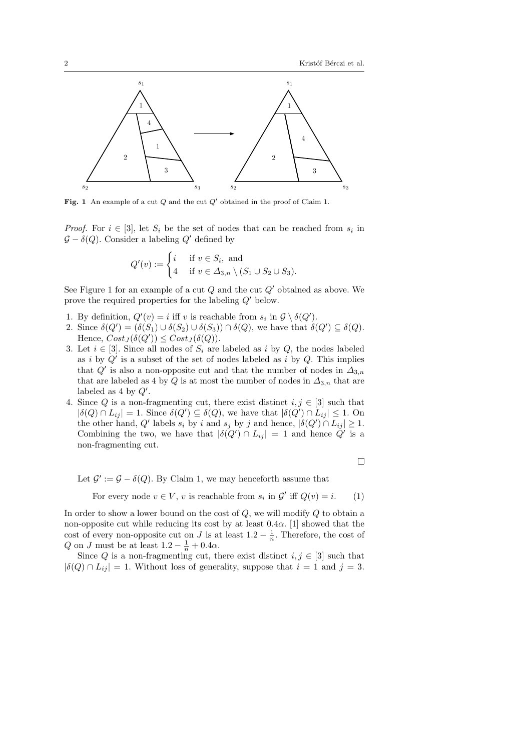**Fig. 1** An example of a cut $Q$ and the cut $Q'$ obtained in the proof of Claim 1.

*Proof.* For $i \in [3]$, let $S_i$ be the set of nodes that can be reached from $s_i$ in $\mathcal{G} - \delta(Q)$. Consider a labeling $Q'$ defined by

$$Q'(v) := \begin{cases} i & \text{if } v \in S_i, \text{ and} \\ 4 & \text{if } v \in \Delta_{3,n} \setminus (S_1 \cup S_2 \cup S_3). \end{cases}$$

See Figure 1 for an example of a cut $Q$ and the cut $Q'$ obtained as above. We prove the required properties for the labeling $Q'$ below.

1. By definition, $Q'(v) = i$ iff $v$ is reachable from $s_i$ in $\mathcal{G} \setminus \delta(Q')$.
2. Since $\delta(Q') = (\delta(S_1) \cup \delta(S_2) \cup \delta(S_3)) \cap \delta(Q)$, we have that $\delta(Q') \subseteq \delta(Q)$. Hence, $Cost_J(\delta(Q')) \leq Cost_J(\delta(Q))$.
3. Let $i \in [3]$. Since all nodes of $S_i$ are labeled as $i$ by $Q$, the nodes labeled as $i$ by $Q'$ is a subset of the set of nodes labeled as $i$ by $Q$. This implies that $Q'$ is also a non-opposite cut and that the number of nodes in $\Delta_{3,n}$ that are labeled as 4 by $Q$ is at most the number of nodes in $\Delta_{3,n}$ that are labeled as 4 by $Q'$.
4. Since $Q$ is a non-fragmenting cut, there exist distinct $i, j \in [3]$ such that $|\delta(Q) \cap L_{ij}| = 1$. Since $\delta(Q') \subseteq \delta(Q)$, we have that $|\delta(Q') \cap L_{ij}| \leq 1$. On the other hand, $Q'$ labels $s_i$ by $i$ and $s_j$ by $j$ and hence, $|\delta(Q') \cap L_{ij}| \geq 1$. Combining the two, we have that $|\delta(Q') \cap L_{ij}| = 1$ and hence $Q'$ is a non-fragmenting cut.

□

Let $\mathcal{G}' := \mathcal{G} - \delta(Q)$. By Claim 1, we may henceforth assume that

$$\text{For every node } v \in V,\ v \text{ is reachable from } s_i \text{ in } \mathcal{G}' \text{ iff } Q(v) = i. \qquad (1)$$

In order to show a lower bound on the cost of $Q$, we will modify $Q$ to obtain a non-opposite cut while reducing its cost by at least $0.4\alpha$. [1] showed that the cost of every non-opposite cut on $J$ is at least $1.2 - \frac{1}{n}$. Therefore, the cost of $Q$ on $J$ must be at least $1.2 - \frac{1}{n} + 0.4\alpha$.

Since $Q$ is a non-fragmenting cut, there exist distinct $i, j \in [3]$ such that $|\delta(Q) \cap L_{ij}| = 1$. Without loss of generality, suppose that $i = 1$ and $j = 3$.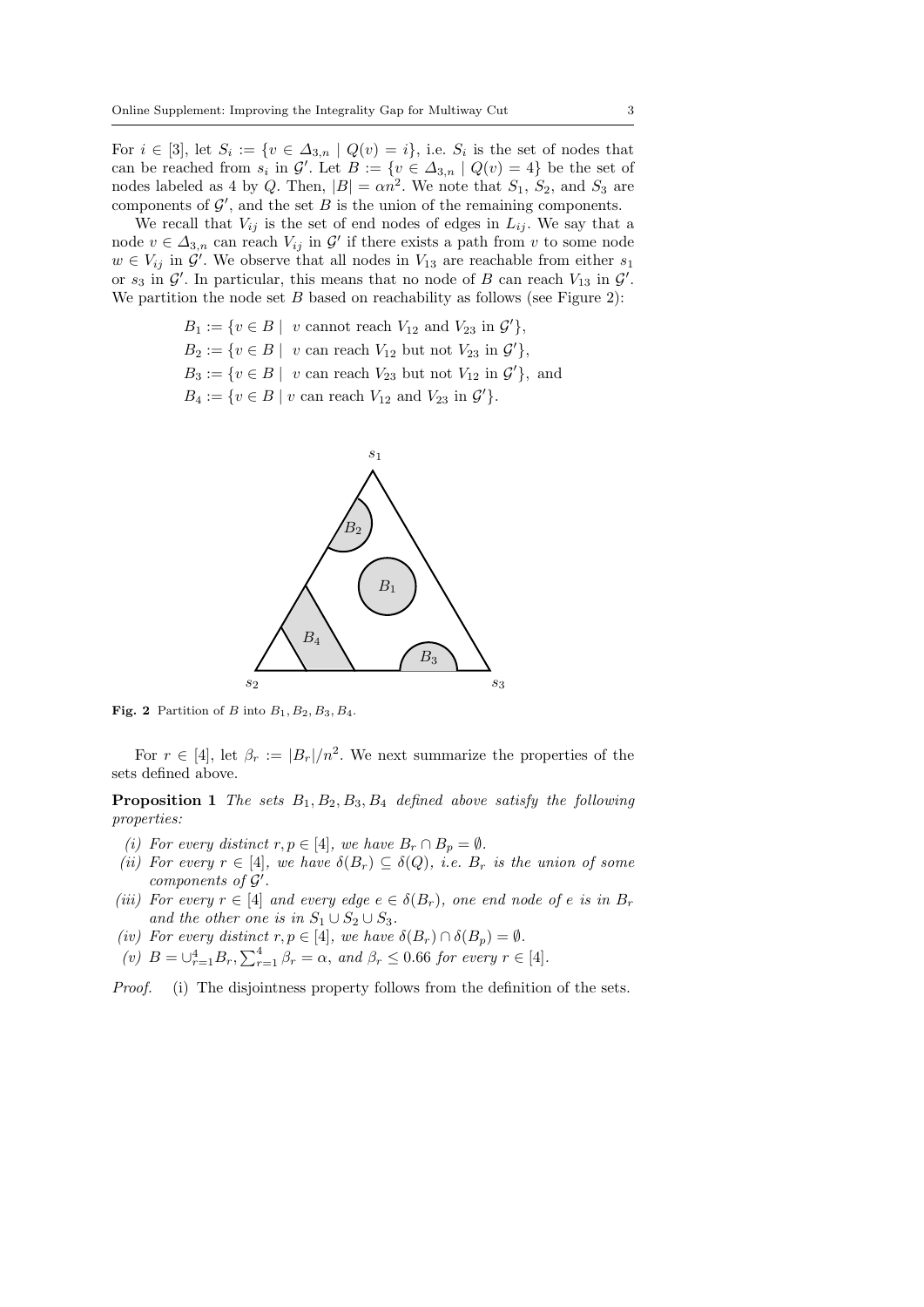For $i \in [3]$, let $S_i := \{v \in \Delta_{3,n} \mid Q(v) = i\}$, i.e. $S_i$ is the set of nodes that can be reached from $s_i$ in $\mathcal{G}'$. Let $B := \{v \in \Delta_{3,n} \mid Q(v) = 4\}$ be the set of nodes labeled as 4 by $Q$. Then, $|B| = \alpha n^2$. We note that $S_1$, $S_2$, and $S_3$ are components of $\mathcal{G}'$, and the set $B$ is the union of the remaining components.

We recall that $V_{ij}$ is the set of end nodes of edges in $L_{ij}$. We say that a node $v \in \Delta_{3,n}$ can reach $V_{ij}$ in $\mathcal{G}'$ if there exists a path from $v$ to some node $w \in V_{ij}$ in $\mathcal{G}'$. We observe that all nodes in $V_{13}$ are reachable from either $s_1$ or $s_3$ in $\mathcal{G}'$. In particular, this means that no node of $B$ can reach $V_{13}$ in $\mathcal{G}'$. We partition the node set $B$ based on reachability as follows (see Figure 2):

$$
\begin{aligned}
B_1 &:= \{v \in B \mid \ v \text{ cannot reach } V_{12} \text{ and } V_{23} \text{ in } \mathcal{G}'\},\\
B_2 &:= \{v \in B \mid \ v \text{ can reach } V_{12} \text{ but not } V_{23} \text{ in } \mathcal{G}'\},\\
B_3 &:= \{v \in B \mid \ v \text{ can reach } V_{23} \text{ but not } V_{12} \text{ in } \mathcal{G}'\}, \text{ and}\\
B_4 &:= \{v \in B \mid v \text{ can reach } V_{12} \text{ and } V_{23} \text{ in } \mathcal{G}'\}.
\end{aligned}
$$

**Fig. 2** Partition of $B$ into $B_1, B_2, B_3, B_4$.

For $r \in [4]$, let $\beta_r := |B_r|/n^2$. We next summarize the properties of the sets defined above.

**Proposition 1** *The sets $B_1, B_2, B_3, B_4$ defined above satisfy the following properties:*

*(i) For every distinct $r, p \in [4]$, we have $B_r \cap B_p = \emptyset$.*

*(ii) For every $r \in [4]$, we have $\delta(B_r) \subseteq \delta(Q)$, i.e. $B_r$ is the union of some components of $\mathcal{G}'$.*

*(iii) For every $r \in [4]$ and every edge $e \in \delta(B_r)$, one end node of $e$ is in $B_r$ and the other one is in $S_1 \cup S_2 \cup S_3$.*

*(iv) For every distinct $r, p \in [4]$, we have $\delta(B_r) \cap \delta(B_p) = \emptyset$.*

*(v) $B = \cup_{r=1}^{4} B_r$, $\sum_{r=1}^{4} \beta_r = \alpha$, and $\beta_r \leq 0.66$ for every $r \in [4]$.*

*Proof.* (i) The disjointness property follows from the definition of the sets.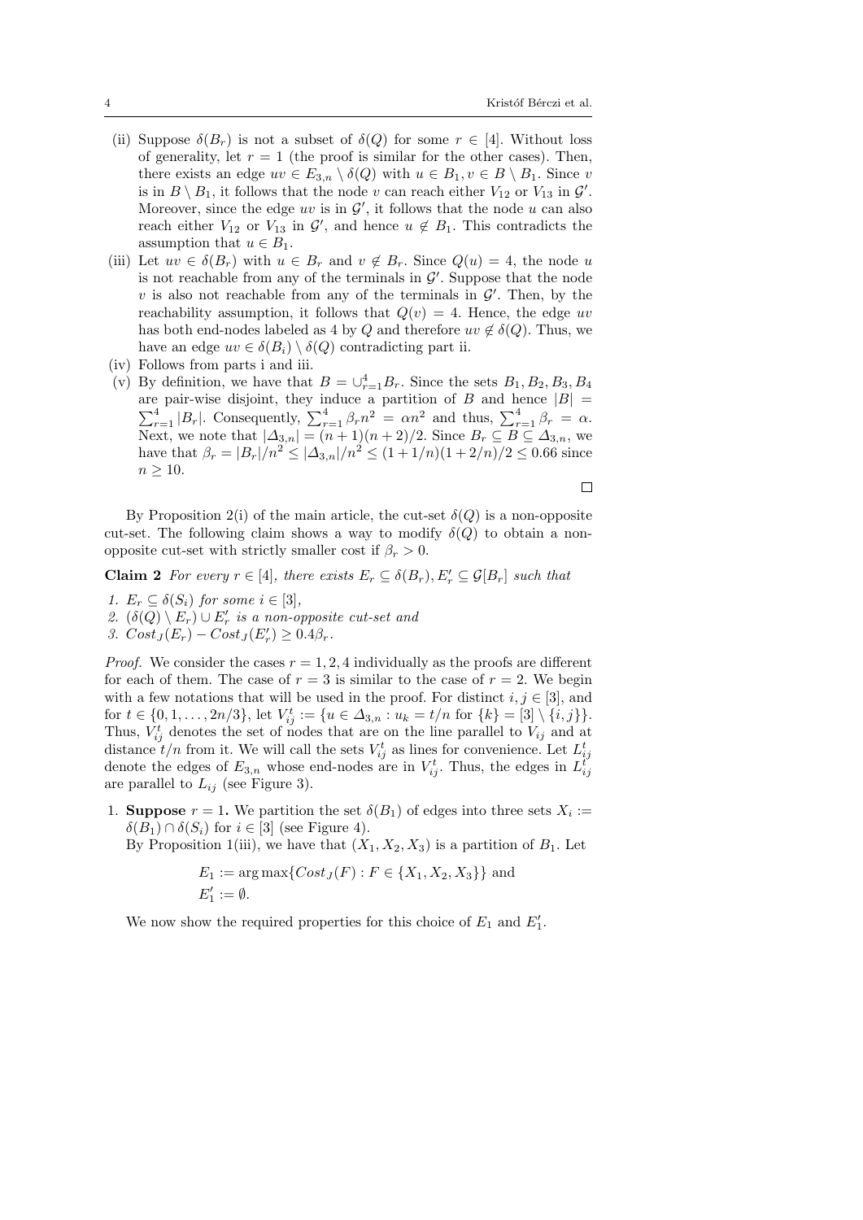(ii) Suppose $\delta(B_r)$ is not a subset of $\delta(Q)$ for some $r \in [4]$. Without loss of generality, let $r = 1$ (the proof is similar for the other cases). Then, there exists an edge $uv \in E_{3,n} \setminus \delta(Q)$ with $u \in B_1, v \in B \setminus B_1$. Since $v$ is in $B \setminus B_1$, it follows that the node $v$ can reach either $V_{12}$ or $V_{13}$ in $\mathcal{G}'$. Moreover, since the edge $uv$ is in $\mathcal{G}'$, it follows that the node $u$ can also reach either $V_{12}$ or $V_{13}$ in $\mathcal{G}'$, and hence $u \notin B_1$. This contradicts the assumption that $u \in B_1$.

(iii) Let $uv \in \delta(B_r)$ with $u \in B_r$ and $v \notin B_r$. Since $Q(u) = 4$, the node $u$ is not reachable from any of the terminals in $\mathcal{G}'$. Suppose that the node $v$ is also not reachable from any of the terminals in $\mathcal{G}'$. Then, by the reachability assumption, it follows that $Q(v) = 4$. Hence, the edge $uv$ has both end-nodes labeled as 4 by $Q$ and therefore $uv \notin \delta(Q)$. Thus, we have an edge $uv \in \delta(B_i) \setminus \delta(Q)$ contradicting part ii.

(iv) Follows from parts i and iii.

(v) By definition, we have that $B = \cup_{r=1}^4 B_r$. Since the sets $B_1, B_2, B_3, B_4$ are pair-wise disjoint, they induce a partition of $B$ and hence $|B| = \sum_{r=1}^4 |B_r|$. Consequently, $\sum_{r=1}^4 \beta_r n^2 = \alpha n^2$ and thus, $\sum_{r=1}^4 \beta_r = \alpha$. Next, we note that $|\Delta_{3,n}| = (n+1)(n+2)/2$. Since $B_r \subseteq B \subseteq \Delta_{3,n}$, we have that $\beta_r = |B_r|/n^2 \leq |\Delta_{3,n}|/n^2 \leq (1+1/n)(1+2/n)/2 \leq 0.66$ since $n \geq 10$.

□

By Proposition 2(i) of the main article, the cut-set $\delta(Q)$ is a non-opposite cut-set. The following claim shows a way to modify $\delta(Q)$ to obtain a non-opposite cut-set with strictly smaller cost if $\beta_r > 0$.

**Claim 2** *For every $r \in [4]$, there exists $E_r \subseteq \delta(B_r), E'_r \subseteq \mathcal{G}[B_r]$ such that*

1. *$E_r \subseteq \delta(S_i)$ for some $i \in [3]$,*
2. *$(\delta(Q) \setminus E_r) \cup E'_r$ is a non-opposite cut-set and*
3. *$Cost_J(E_r) - Cost_J(E'_r) \geq 0.4\beta_r$.*

*Proof.* We consider the cases $r = 1, 2, 4$ individually as the proofs are different for each of them. The case of $r = 3$ is similar to the case of $r = 2$. We begin with a few notations that will be used in the proof. For distinct $i, j \in [3]$, and for $t \in \{0, 1, \ldots, 2n/3\}$, let $V_{ij}^t := \{u \in \Delta_{3,n} : u_k = t/n \text{ for } \{k\} = [3] \setminus \{i, j\}\}$. Thus, $V_{ij}^t$ denotes the set of nodes that are on the line parallel to $V_{ij}$ and at distance $t/n$ from it. We will call the sets $V_{ij}^t$ as lines for convenience. Let $L_{ij}^t$ denote the edges of $E_{3,n}$ whose end-nodes are in $V_{ij}^t$. Thus, the edges in $L_{ij}^t$ are parallel to $L_{ij}$ (see Figure 3).

1. **Suppose** $r = 1$**.** We partition the set $\delta(B_1)$ of edges into three sets $X_i := \delta(B_1) \cap \delta(S_i)$ for $i \in [3]$ (see Figure 4).
   By Proposition 1(iii), we have that $(X_1, X_2, X_3)$ is a partition of $B_1$. Let

   $$E_1 := \arg\max\{Cost_J(F) : F \in \{X_1, X_2, X_3\}\} \text{ and}$$
   $$E'_1 := \emptyset.$$

   We now show the required properties for this choice of $E_1$ and $E'_1$.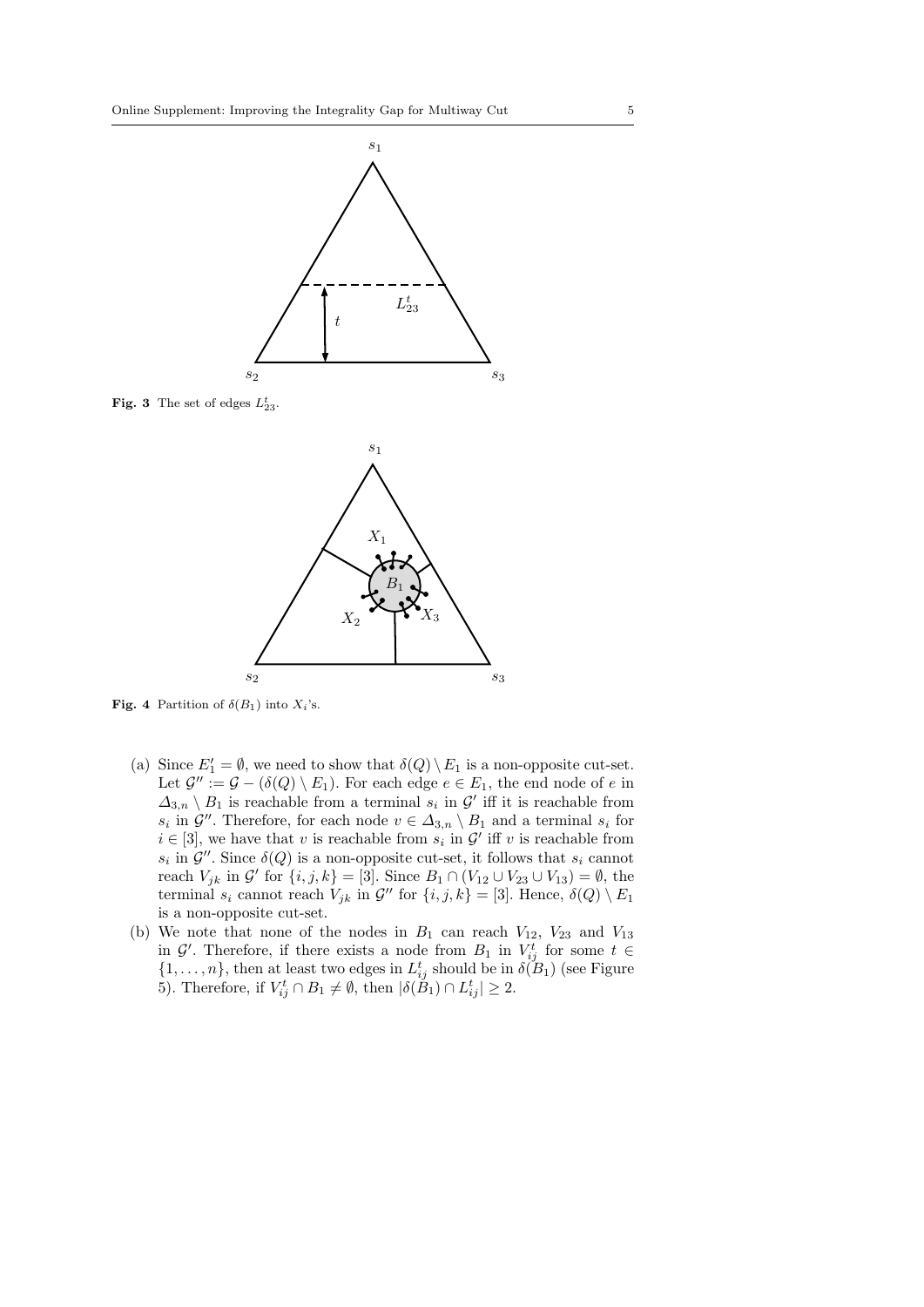**Fig. 3** The set of edges $L_{23}^t$.

**Fig. 4** Partition of $\delta(B_1)$ into $X_i$'s.

(a) Since $E_1' = \emptyset$, we need to show that $\delta(Q) \setminus E_1$ is a non-opposite cut-set. Let $\mathcal{G}'' := \mathcal{G} - (\delta(Q) \setminus E_1)$. For each edge $e \in E_1$, the end node of $e$ in $\Delta_{3,n} \setminus B_1$ is reachable from a terminal $s_i$ in $\mathcal{G}'$ iff it is reachable from $s_i$ in $\mathcal{G}''$. Therefore, for each node $v \in \Delta_{3,n} \setminus B_1$ and a terminal $s_i$ for $i \in [3]$, we have that $v$ is reachable from $s_i$ in $\mathcal{G}'$ iff $v$ is reachable from $s_i$ in $\mathcal{G}''$. Since $\delta(Q)$ is a non-opposite cut-set, it follows that $s_i$ cannot reach $V_{jk}$ in $\mathcal{G}'$ for $\{i, j, k\} = [3]$. Since $B_1 \cap (V_{12} \cup V_{23} \cup V_{13}) = \emptyset$, the terminal $s_i$ cannot reach $V_{jk}$ in $\mathcal{G}''$ for $\{i, j, k\} = [3]$. Hence, $\delta(Q) \setminus E_1$ is a non-opposite cut-set.

(b) We note that none of the nodes in $B_1$ can reach $V_{12}$, $V_{23}$ and $V_{13}$ in $\mathcal{G}'$. Therefore, if there exists a node from $B_1$ in $V_{ij}^t$ for some $t \in \{1, \ldots, n\}$, then at least two edges in $L_{ij}^t$ should be in $\delta(B_1)$ (see Figure 5). Therefore, if $V_{ij}^t \cap B_1 \neq \emptyset$, then $|\delta(B_1) \cap L_{ij}^t| \geq 2$.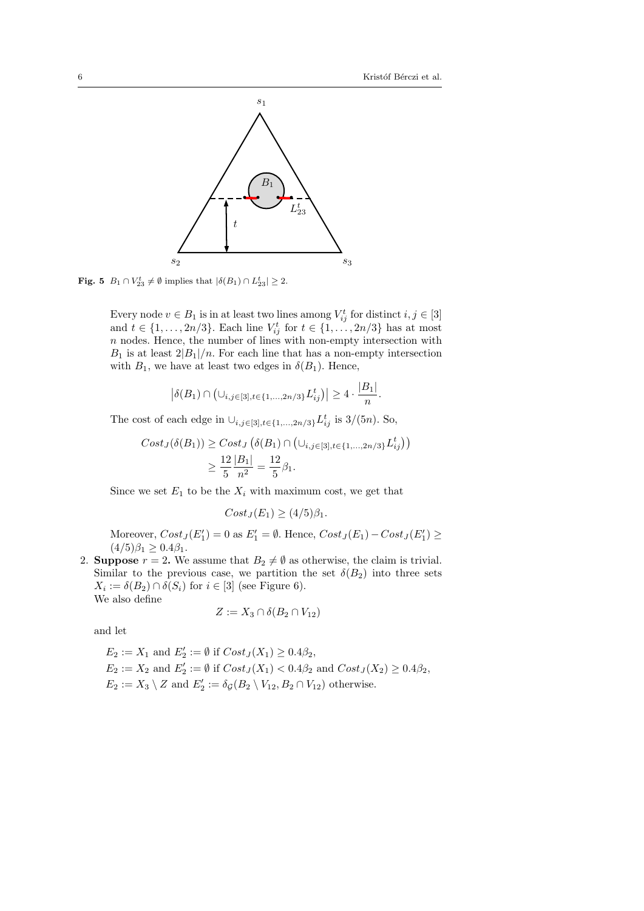**Fig. 5** $B_1 \cap V_{23}^t \neq \emptyset$ implies that $|\delta(B_1) \cap L_{23}^t| \geq 2$.

Every node $v \in B_1$ is in at least two lines among $V_{ij}^t$ for distinct $i, j \in [3]$ and $t \in \{1, \ldots, 2n/3\}$. Each line $V_{ij}^t$ for $t \in \{1, \ldots, 2n/3\}$ has at most $n$ nodes. Hence, the number of lines with non-empty intersection with $B_1$ is at least $2|B_1|/n$. For each line that has a non-empty intersection with $B_1$, we have at least two edges in $\delta(B_1)$. Hence,

$$\left|\delta(B_1) \cap \left(\cup_{i,j\in[3],t\in\{1,\ldots,2n/3\}} L_{ij}^t\right)\right| \geq 4 \cdot \frac{|B_1|}{n}.$$

The cost of each edge in $\cup_{i,j\in[3],t\in\{1,\ldots,2n/3\}} L_{ij}^t$ is $3/(5n)$. So,

$$\begin{aligned} Cost_J(\delta(B_1)) &\geq Cost_J\left(\delta(B_1) \cap \left(\cup_{i,j\in[3],t\in\{1,\ldots,2n/3\}} L_{ij}^t\right)\right) \\ &\geq \frac{12}{5}\frac{|B_1|}{n^2} = \frac{12}{5}\beta_1. \end{aligned}$$

Since we set $E_1$ to be the $X_i$ with maximum cost, we get that

$$Cost_J(E_1) \geq (4/5)\beta_1.$$

Moreover, $Cost_J(E_1') = 0$ as $E_1' = \emptyset$. Hence, $Cost_J(E_1) - Cost_J(E_1') \geq (4/5)\beta_1 \geq 0.4\beta_1$.

2. **Suppose** $r = 2$**.** We assume that $B_2 \neq \emptyset$ as otherwise, the claim is trivial. Similar to the previous case, we partition the set $\delta(B_2)$ into three sets $X_i := \delta(B_2) \cap \delta(S_i)$ for $i \in [3]$ (see Figure 6).
We also define

$$Z := X_3 \cap \delta(B_2 \cap V_{12})$$

and let

$E_2 := X_1$ and $E_2' := \emptyset$ if $Cost_J(X_1) \geq 0.4\beta_2$,
$E_2 := X_2$ and $E_2' := \emptyset$ if $Cost_J(X_1) < 0.4\beta_2$ and $Cost_J(X_2) \geq 0.4\beta_2$,
$E_2 := X_3 \setminus Z$ and $E_2' := \delta_{\mathcal{G}}(B_2 \setminus V_{12}, B_2 \cap V_{12})$ otherwise.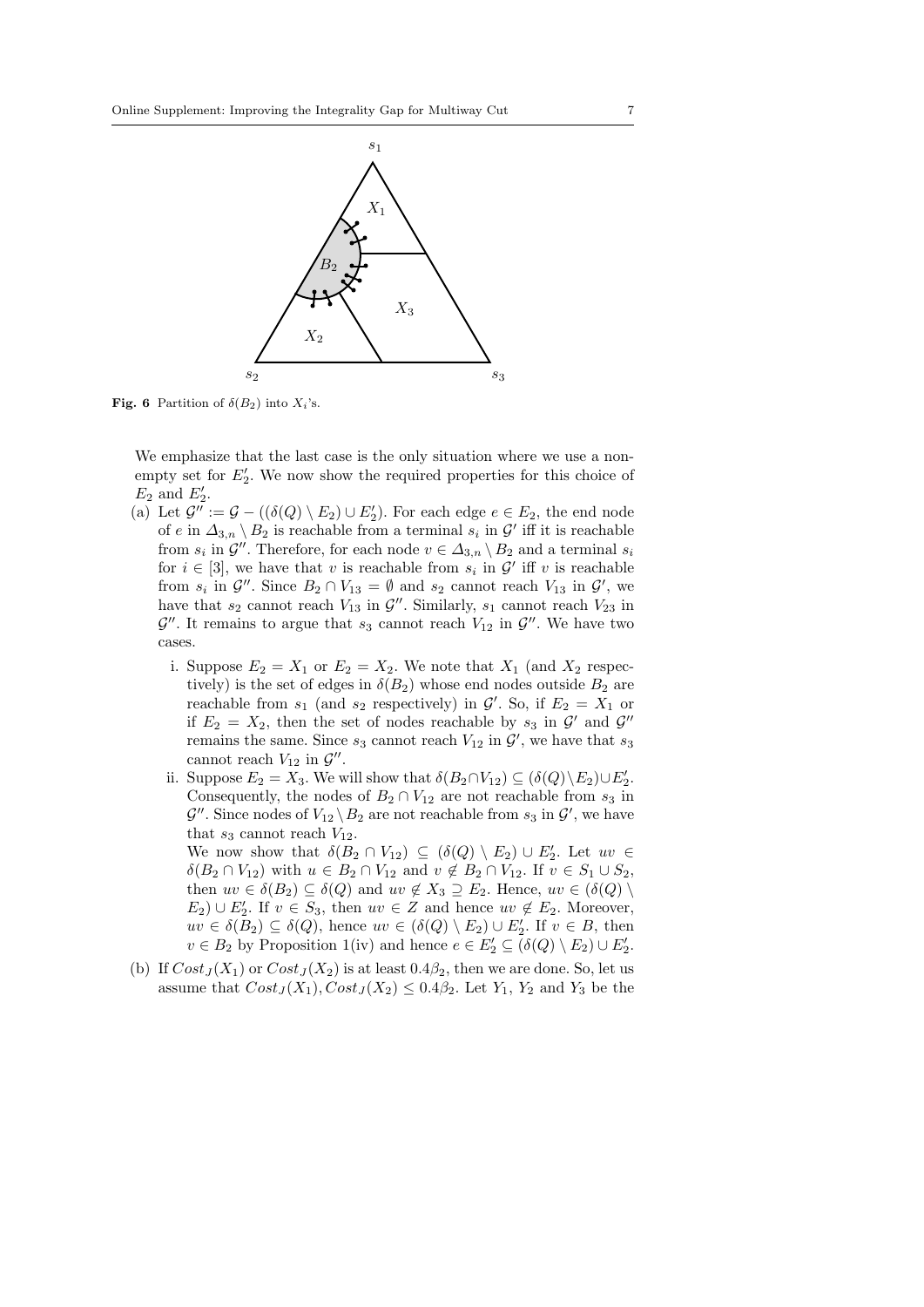**Fig. 6** Partition of $\delta(B_2)$ into $X_i$'s.

We emphasize that the last case is the only situation where we use a non-empty set for $E_2'$. We now show the required properties for this choice of $E_2$ and $E_2'$.

(a) Let $\mathcal{G}'' := \mathcal{G} - ((\delta(Q) \setminus E_2) \cup E_2')$. For each edge $e \in E_2$, the end node of $e$ in $\Delta_{3,n} \setminus B_2$ is reachable from a terminal $s_i$ in $\mathcal{G}'$ iff it is reachable from $s_i$ in $\mathcal{G}''$. Therefore, for each node $v \in \Delta_{3,n} \setminus B_2$ and a terminal $s_i$ for $i \in [3]$, we have that $v$ is reachable from $s_i$ in $\mathcal{G}'$ iff $v$ is reachable from $s_i$ in $\mathcal{G}''$. Since $B_2 \cap V_{13} = \emptyset$ and $s_2$ cannot reach $V_{13}$ in $\mathcal{G}'$, we have that $s_2$ cannot reach $V_{13}$ in $\mathcal{G}''$. Similarly, $s_1$ cannot reach $V_{23}$ in $\mathcal{G}''$. It remains to argue that $s_3$ cannot reach $V_{12}$ in $\mathcal{G}''$. We have two cases.

   i. Suppose $E_2 = X_1$ or $E_2 = X_2$. We note that $X_1$ (and $X_2$ respectively) is the set of edges in $\delta(B_2)$ whose end nodes outside $B_2$ are reachable from $s_1$ (and $s_2$ respectively) in $\mathcal{G}'$. So, if $E_2 = X_1$ or if $E_2 = X_2$, then the set of nodes reachable by $s_3$ in $\mathcal{G}'$ and $\mathcal{G}''$ remains the same. Since $s_3$ cannot reach $V_{12}$ in $\mathcal{G}'$, we have that $s_3$ cannot reach $V_{12}$ in $\mathcal{G}''$.

   ii. Suppose $E_2 = X_3$. We will show that $\delta(B_2 \cap V_{12}) \subseteq (\delta(Q) \setminus E_2) \cup E_2'$. Consequently, the nodes of $B_2 \cap V_{12}$ are not reachable from $s_3$ in $\mathcal{G}''$. Since nodes of $V_{12} \setminus B_2$ are not reachable from $s_3$ in $\mathcal{G}'$, we have that $s_3$ cannot reach $V_{12}$.
   We now show that $\delta(B_2 \cap V_{12}) \subseteq (\delta(Q) \setminus E_2) \cup E_2'$. Let $uv \in \delta(B_2 \cap V_{12})$ with $u \in B_2 \cap V_{12}$ and $v \notin B_2 \cap V_{12}$. If $v \in S_1 \cup S_2$, then $uv \in \delta(B_2) \subseteq \delta(Q)$ and $uv \notin X_3 \supseteq E_2$. Hence, $uv \in (\delta(Q) \setminus E_2) \cup E_2'$. If $v \in S_3$, then $uv \in Z$ and hence $uv \notin E_2$. Moreover, $uv \in \delta(B_2) \subseteq \delta(Q)$, hence $uv \in (\delta(Q) \setminus E_2) \cup E_2'$. If $v \in B$, then $v \in B_2$ by Proposition 1(iv) and hence $e \in E_2' \subseteq (\delta(Q) \setminus E_2) \cup E_2'$.

(b) If $Cost_J(X_1)$ or $Cost_J(X_2)$ is at least $0.4\beta_2$, then we are done. So, let us assume that $Cost_J(X_1), Cost_J(X_2) \leq 0.4\beta_2$. Let $Y_1$, $Y_2$ and $Y_3$ be the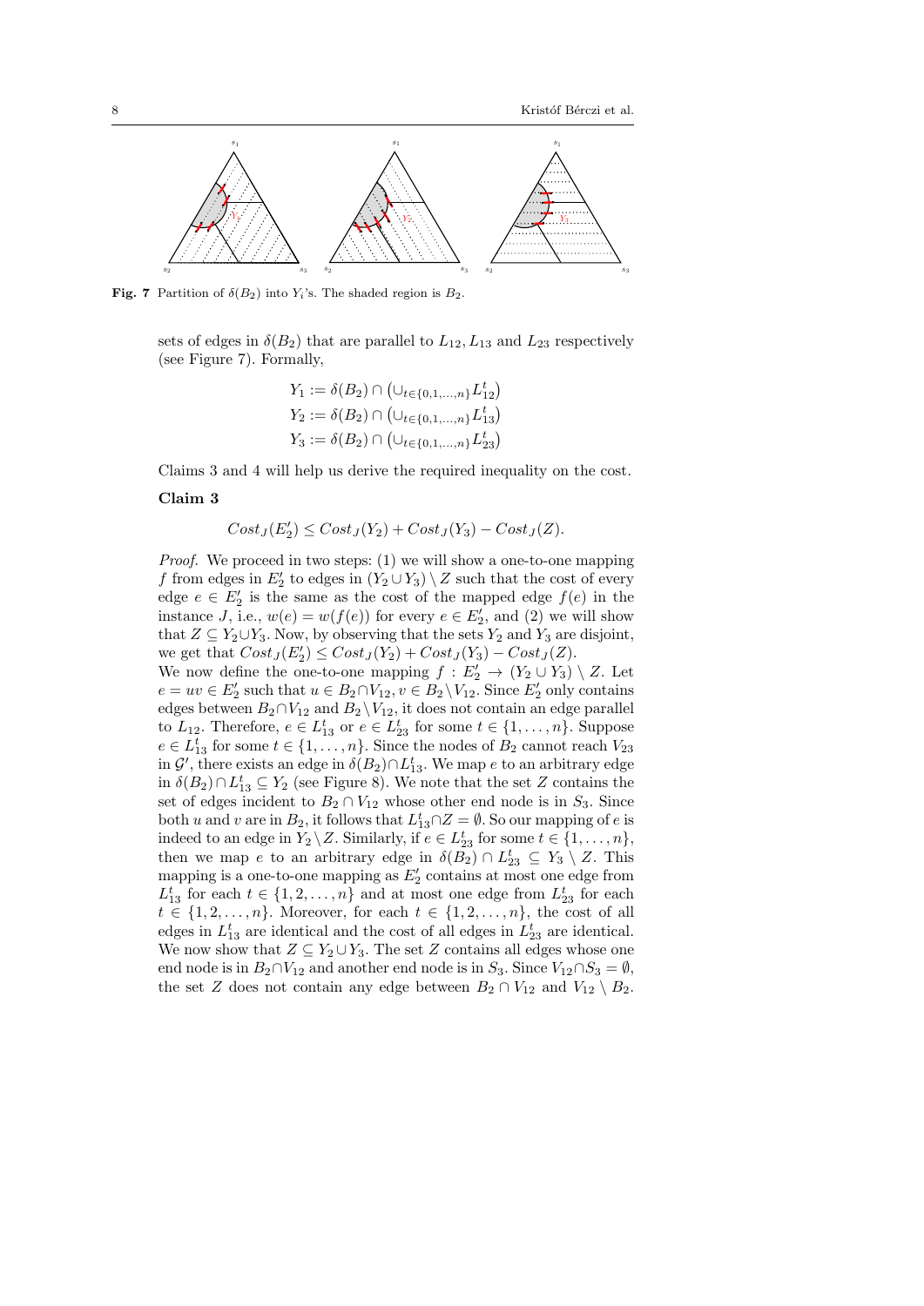**Fig. 7** Partition of $\delta(B_2)$ into $Y_i$'s. The shaded region is $B_2$.

sets of edges in $\delta(B_2)$ that are parallel to $L_{12}, L_{13}$ and $L_{23}$ respectively (see Figure 7). Formally,

$$Y_1 := \delta(B_2) \cap \left(\cup_{t\in\{0,1,\ldots,n\}} L_{12}^t\right)$$
$$Y_2 := \delta(B_2) \cap \left(\cup_{t\in\{0,1,\ldots,n\}} L_{13}^t\right)$$
$$Y_3 := \delta(B_2) \cap \left(\cup_{t\in\{0,1,\ldots,n\}} L_{23}^t\right)$$

Claims 3 and 4 will help us derive the required inequality on the cost.

**Claim 3**

$$Cost_J(E_2') \le Cost_J(Y_2) + Cost_J(Y_3) - Cost_J(Z).$$

*Proof.* We proceed in two steps: (1) we will show a one-to-one mapping $f$ from edges in $E_2'$ to edges in $(Y_2 \cup Y_3) \setminus Z$ such that the cost of every edge $e \in E_2'$ is the same as the cost of the mapped edge $f(e)$ in the instance $J$, i.e., $w(e) = w(f(e))$ for every $e \in E_2'$, and (2) we will show that $Z \subseteq Y_2 \cup Y_3$. Now, by observing that the sets $Y_2$ and $Y_3$ are disjoint, we get that $Cost_J(E_2') \le Cost_J(Y_2) + Cost_J(Y_3) - Cost_J(Z)$.

We now define the one-to-one mapping $f : E_2' \to (Y_2 \cup Y_3) \setminus Z$. Let $e = uv \in E_2'$ such that $u \in B_2 \cap V_{12}, v \in B_2 \setminus V_{12}$. Since $E_2'$ only contains edges between $B_2 \cap V_{12}$ and $B_2 \setminus V_{12}$, it does not contain an edge parallel to $L_{12}$. Therefore, $e \in L_{13}^t$ or $e \in L_{23}^t$ for some $t \in \{1, \ldots, n\}$. Suppose $e \in L_{13}^t$ for some $t \in \{1, \ldots, n\}$. Since the nodes of $B_2$ cannot reach $V_{23}$ in $\mathcal{G}'$, there exists an edge in $\delta(B_2) \cap L_{13}^t$. We map $e$ to an arbitrary edge in $\delta(B_2) \cap L_{13}^t \subseteq Y_2$ (see Figure 8). We note that the set $Z$ contains the set of edges incident to $B_2 \cap V_{12}$ whose other end node is in $S_3$. Since both $u$ and $v$ are in $B_2$, it follows that $L_{13}^t \cap Z = \emptyset$. So our mapping of $e$ is indeed to an edge in $Y_2 \setminus Z$. Similarly, if $e \in L_{23}^t$ for some $t \in \{1, \ldots, n\}$, then we map $e$ to an arbitrary edge in $\delta(B_2) \cap L_{23}^t \subseteq Y_3 \setminus Z$. This mapping is a one-to-one mapping as $E_2'$ contains at most one edge from $L_{13}^t$ for each $t \in \{1, 2, \ldots, n\}$ and at most one edge from $L_{23}^t$ for each $t \in \{1, 2, \ldots, n\}$. Moreover, for each $t \in \{1, 2, \ldots, n\}$, the cost of all edges in $L_{13}^t$ are identical and the cost of all edges in $L_{23}^t$ are identical.

We now show that $Z \subseteq Y_2 \cup Y_3$. The set $Z$ contains all edges whose one end node is in $B_2 \cap V_{12}$ and another end node is in $S_3$. Since $V_{12} \cap S_3 = \emptyset$, the set $Z$ does not contain any edge between $B_2 \cap V_{12}$ and $V_{12} \setminus B_2$.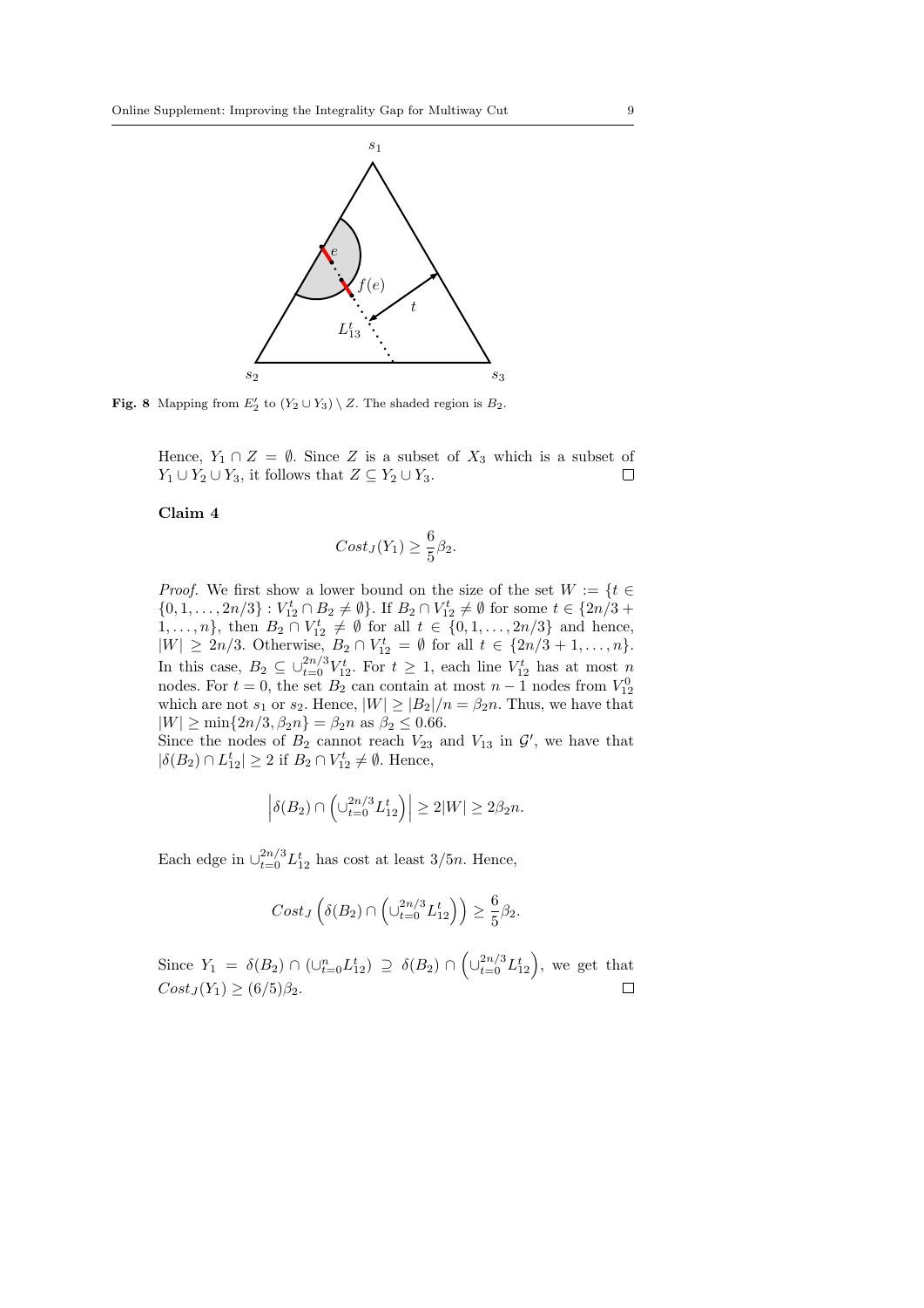**Fig. 8** Mapping from $E_2'$ to $(Y_2 \cup Y_3) \setminus Z$. The shaded region is $B_2$.

Hence, $Y_1 \cap Z = \emptyset$. Since $Z$ is a subset of $X_3$ which is a subset of $Y_1 \cup Y_2 \cup Y_3$, it follows that $Z \subseteq Y_2 \cup Y_3$. $\square$

**Claim 4**

$$Cost_J(Y_1) \geq \frac{6}{5}\beta_2.$$

*Proof.* We first show a lower bound on the size of the set $W := \{t \in \{0, 1, \ldots, 2n/3\} : V_{12}^t \cap B_2 \neq \emptyset\}$. If $B_2 \cap V_{12}^t \neq \emptyset$ for some $t \in \{2n/3 + 1, \ldots, n\}$, then $B_2 \cap V_{12}^t \neq \emptyset$ for all $t \in \{0, 1, \ldots, 2n/3\}$ and hence, $|W| \geq 2n/3$. Otherwise, $B_2 \cap V_{12}^t = \emptyset$ for all $t \in \{2n/3 + 1, \ldots, n\}$. In this case, $B_2 \subseteq \cup_{t=0}^{2n/3} V_{12}^t$. For $t \geq 1$, each line $V_{12}^t$ has at most $n$ nodes. For $t = 0$, the set $B_2$ can contain at most $n - 1$ nodes from $V_{12}^0$ which are not $s_1$ or $s_2$. Hence, $|W| \geq |B_2|/n = \beta_2 n$. Thus, we have that $|W| \geq \min\{2n/3, \beta_2 n\} = \beta_2 n$ as $\beta_2 \leq 0.66$.
Since the nodes of $B_2$ cannot reach $V_{23}$ and $V_{13}$ in $\mathcal{G}'$, we have that $|\delta(B_2) \cap L_{12}^t| \geq 2$ if $B_2 \cap V_{12}^t \neq \emptyset$. Hence,

$$\left|\delta(B_2) \cap \left(\cup_{t=0}^{2n/3} L_{12}^t\right)\right| \geq 2|W| \geq 2\beta_2 n.$$

Each edge in $\cup_{t=0}^{2n/3} L_{12}^t$ has cost at least $3/5n$. Hence,

$$Cost_J\left(\delta(B_2) \cap \left(\cup_{t=0}^{2n/3} L_{12}^t\right)\right) \geq \frac{6}{5}\beta_2.$$

Since $Y_1 = \delta(B_2) \cap (\cup_{t=0}^{n} L_{12}^t) \supseteq \delta(B_2) \cap \left(\cup_{t=0}^{2n/3} L_{12}^t\right)$, we get that $Cost_J(Y_1) \geq (6/5)\beta_2$. $\square$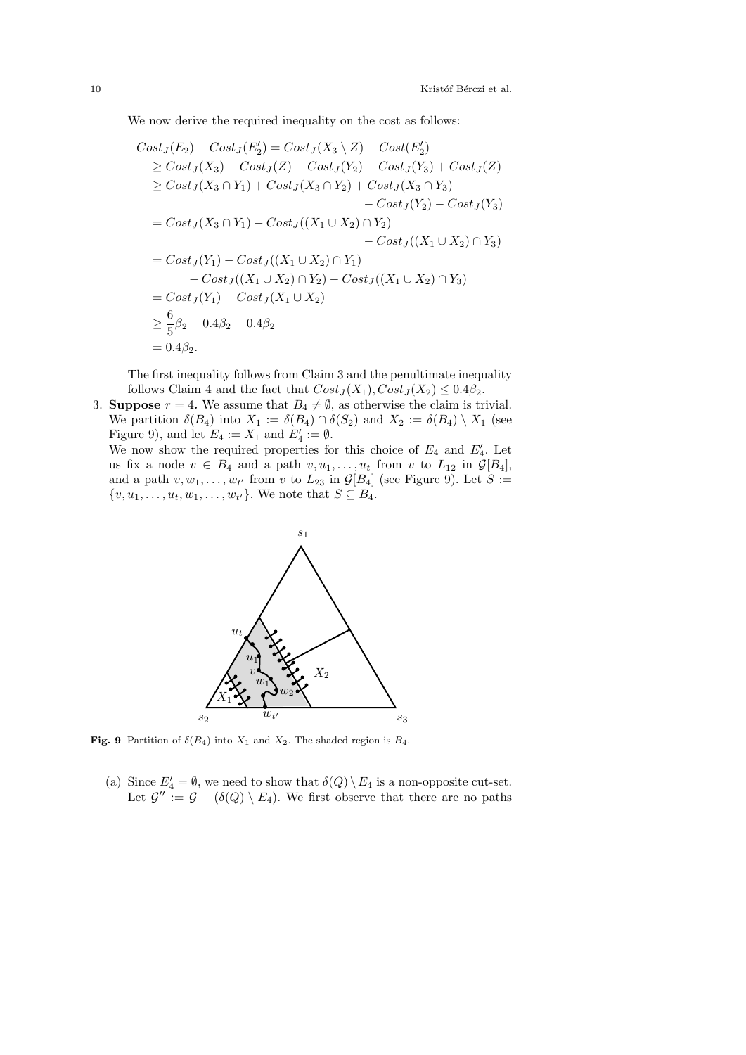We now derive the required inequality on the cost as follows:

$$
\begin{aligned}
Cost_J(E_2) - Cost_J(E_2') &= Cost_J(X_3 \setminus Z) - Cost(E_2') \\
&\geq Cost_J(X_3) - Cost_J(Z) - Cost_J(Y_2) - Cost_J(Y_3) + Cost_J(Z) \\
&\geq Cost_J(X_3 \cap Y_1) + Cost_J(X_3 \cap Y_2) + Cost_J(X_3 \cap Y_3) \\
&\qquad - Cost_J(Y_2) - Cost_J(Y_3) \\
&= Cost_J(X_3 \cap Y_1) - Cost_J((X_1 \cup X_2) \cap Y_2) \\
&\qquad - Cost_J((X_1 \cup X_2) \cap Y_3) \\
&= Cost_J(Y_1) - Cost_J((X_1 \cup X_2) \cap Y_1) \\
&\qquad - Cost_J((X_1 \cup X_2) \cap Y_2) - Cost_J((X_1 \cup X_2) \cap Y_3) \\
&= Cost_J(Y_1) - Cost_J(X_1 \cup X_2) \\
&\geq \frac{6}{5}\beta_2 - 0.4\beta_2 - 0.4\beta_2 \\
&= 0.4\beta_2.
\end{aligned}
$$

The first inequality follows from Claim 3 and the penultimate inequality follows Claim 4 and the fact that $Cost_J(X_1), Cost_J(X_2) \leq 0.4\beta_2$.

3. **Suppose** $r = 4$**.** We assume that $B_4 \neq \emptyset$, as otherwise the claim is trivial. We partition $\delta(B_4)$ into $X_1 := \delta(B_4) \cap \delta(S_2)$ and $X_2 := \delta(B_4) \setminus X_1$ (see Figure 9), and let $E_4 := X_1$ and $E_4' := \emptyset$.
We now show the required properties for this choice of $E_4$ and $E_4'$. Let us fix a node $v \in B_4$ and a path $v, u_1, \ldots, u_t$ from $v$ to $L_{12}$ in $\mathcal{G}[B_4]$, and a path $v, w_1, \ldots, w_{t'}$ from $v$ to $L_{23}$ in $\mathcal{G}[B_4]$ (see Figure 9). Let $S := \{v, u_1, \ldots, u_t, w_1, \ldots, w_{t'}\}$. We note that $S \subseteq B_4$.

**Fig. 9** Partition of $\delta(B_4)$ into $X_1$ and $X_2$. The shaded region is $B_4$.

   (a) Since $E_4' = \emptyset$, we need to show that $\delta(Q) \setminus E_4$ is a non-opposite cut-set. Let $\mathcal{G}'' := \mathcal{G} - (\delta(Q) \setminus E_4)$. We first observe that there are no paths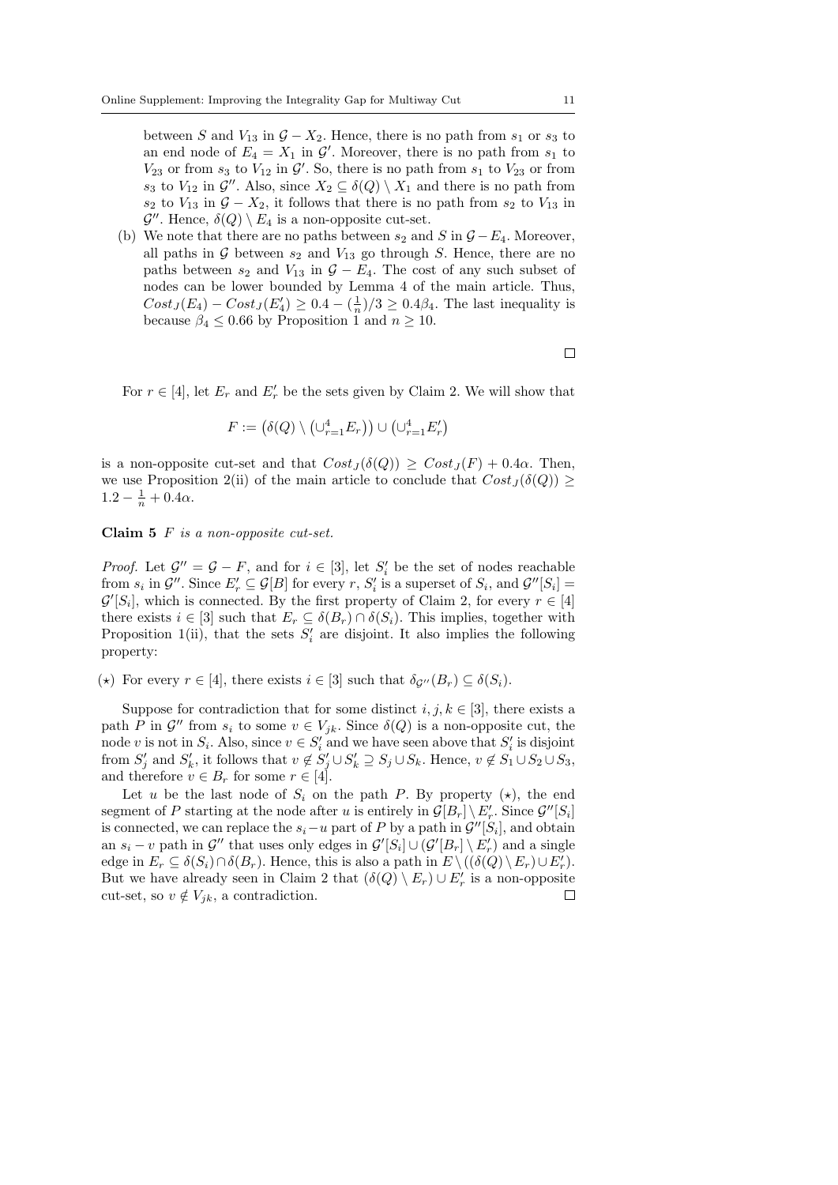between $S$ and $V_{13}$ in $\mathcal{G} - X_2$. Hence, there is no path from $s_1$ or $s_3$ to an end node of $E_4 = X_1$ in $\mathcal{G}'$. Moreover, there is no path from $s_1$ to $V_{23}$ or from $s_3$ to $V_{12}$ in $\mathcal{G}'$. So, there is no path from $s_1$ to $V_{23}$ or from $s_3$ to $V_{12}$ in $\mathcal{G}''$. Also, since $X_2 \subseteq \delta(Q) \setminus X_1$ and there is no path from $s_2$ to $V_{13}$ in $\mathcal{G} - X_2$, it follows that there is no path from $s_2$ to $V_{13}$ in $\mathcal{G}''$. Hence, $\delta(Q) \setminus E_4$ is a non-opposite cut-set.

(b) We note that there are no paths between $s_2$ and $S$ in $\mathcal{G} - E_4$. Moreover, all paths in $\mathcal{G}$ between $s_2$ and $V_{13}$ go through $S$. Hence, there are no paths between $s_2$ and $V_{13}$ in $\mathcal{G} - E_4$. The cost of any such subset of nodes can be lower bounded by Lemma 4 of the main article. Thus, $Cost_J(E_4) - Cost_J(E_4') \geq 0.4 - (\frac{1}{n})/3 \geq 0.4\beta_4$. The last inequality is because $\beta_4 \leq 0.66$ by Proposition 1 and $n \geq 10$.

□

For $r \in [4]$, let $E_r$ and $E_r'$ be the sets given by Claim 2. We will show that

$$F := \left(\delta(Q) \setminus \left(\cup_{r=1}^4 E_r\right)\right) \cup \left(\cup_{r=1}^4 E_r'\right)$$

is a non-opposite cut-set and that $Cost_J(\delta(Q)) \geq Cost_J(F) + 0.4\alpha$. Then, we use Proposition 2(ii) of the main article to conclude that $Cost_J(\delta(Q)) \geq 1.2 - \frac{1}{n} + 0.4\alpha$.

**Claim 5** *$F$ is a non-opposite cut-set.*

*Proof.* Let $\mathcal{G}'' = \mathcal{G} - F$, and for $i \in [3]$, let $S_i'$ be the set of nodes reachable from $s_i$ in $\mathcal{G}''$. Since $E_r' \subseteq \mathcal{G}[B]$ for every $r$, $S_i'$ is a superset of $S_i$, and $\mathcal{G}''[S_i] = \mathcal{G}'[S_i]$, which is connected. By the first property of Claim 2, for every $r \in [4]$ there exists $i \in [3]$ such that $E_r \subseteq \delta(B_r) \cap \delta(S_i)$. This implies, together with Proposition 1(ii), that the sets $S_i'$ are disjoint. It also implies the following property:

($\star$) For every $r \in [4]$, there exists $i \in [3]$ such that $\delta_{\mathcal{G}''}(B_r) \subseteq \delta(S_i)$.

Suppose for contradiction that for some distinct $i, j, k \in [3]$, there exists a path $P$ in $\mathcal{G}''$ from $s_i$ to some $v \in V_{jk}$. Since $\delta(Q)$ is a non-opposite cut, the node $v$ is not in $S_i$. Also, since $v \in S_i'$ and we have seen above that $S_i'$ is disjoint from $S_j'$ and $S_k'$, it follows that $v \notin S_j' \cup S_k' \supseteq S_j \cup S_k$. Hence, $v \notin S_1 \cup S_2 \cup S_3$, and therefore $v \in B_r$ for some $r \in [4]$.

Let $u$ be the last node of $S_i$ on the path $P$. By property ($\star$), the end segment of $P$ starting at the node after $u$ is entirely in $\mathcal{G}[B_r] \setminus E_r'$. Since $\mathcal{G}''[S_i]$ is connected, we can replace the $s_i - u$ part of $P$ by a path in $\mathcal{G}''[S_i]$, and obtain an $s_i - v$ path in $\mathcal{G}''$ that uses only edges in $\mathcal{G}'[S_i] \cup (\mathcal{G}'[B_r] \setminus E_r')$ and a single edge in $E_r \subseteq \delta(S_i) \cap \delta(B_r)$. Hence, this is also a path in $E \setminus ((\delta(Q) \setminus E_r) \cup E_r')$. But we have already seen in Claim 2 that $(\delta(Q) \setminus E_r) \cup E_r'$ is a non-opposite cut-set, so $v \notin V_{jk}$, a contradiction. □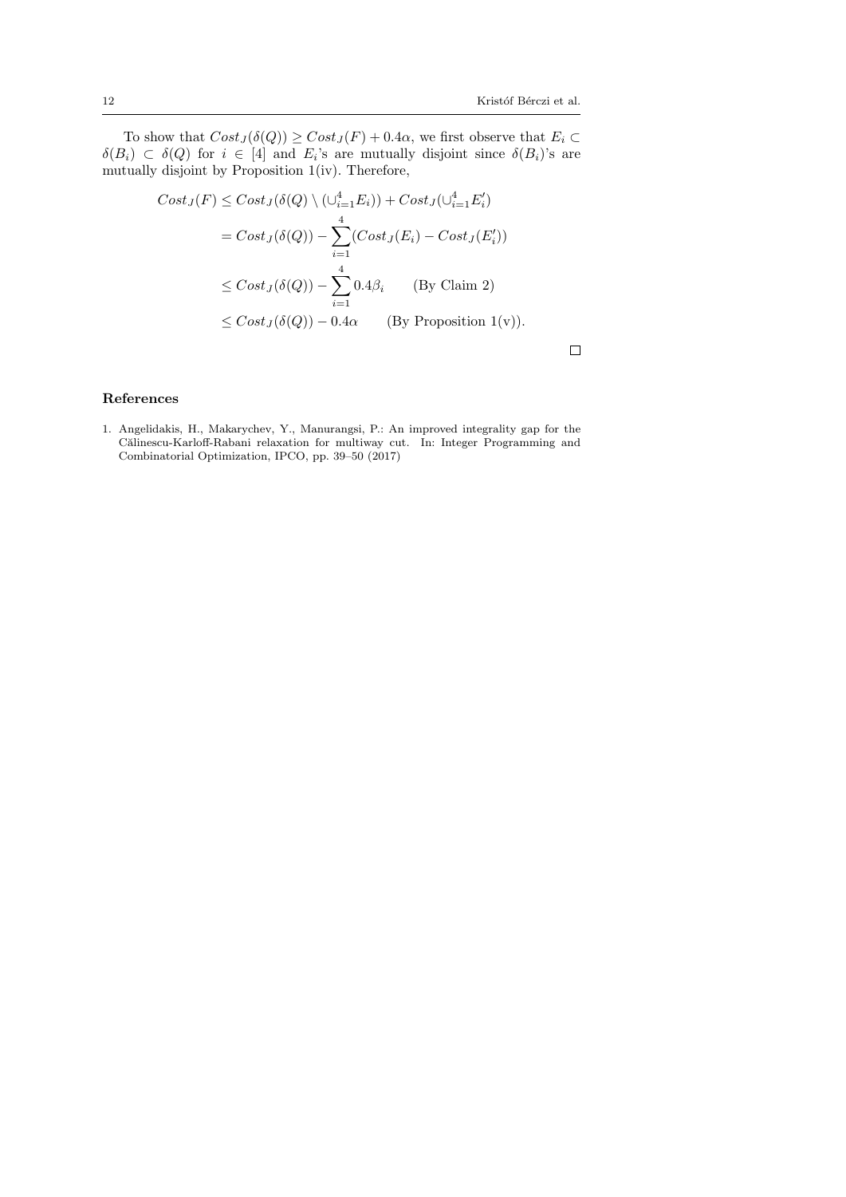To show that $Cost_J(\delta(Q)) \geq Cost_J(F) + 0.4\alpha$, we first observe that $E_i \subset \delta(B_i) \subset \delta(Q)$ for $i \in [4]$ and $E_i$'s are mutually disjoint since $\delta(B_i)$'s are mutually disjoint by Proposition 1(iv). Therefore,

$$
\begin{aligned}
Cost_J(F) &\leq Cost_J(\delta(Q) \setminus (\cup_{i=1}^4 E_i)) + Cost_J(\cup_{i=1}^4 E'_i) \\
&= Cost_J(\delta(Q)) - \sum_{i=1}^{4} (Cost_J(E_i) - Cost_J(E'_i)) \\
&\leq Cost_J(\delta(Q)) - \sum_{i=1}^{4} 0.4\beta_i \qquad \text{(By Claim 2)} \\
&\leq Cost_J(\delta(Q)) - 0.4\alpha \qquad \text{(By Proposition 1(v)).}
\end{aligned}
$$

□

## References

1. Angelidakis, H., Makarychev, Y., Manurangsi, P.: An improved integrality gap for the Călinescu-Karloff-Rabani relaxation for multiway cut. In: Integer Programming and Combinatorial Optimization, IPCO, pp. 39–50 (2017)